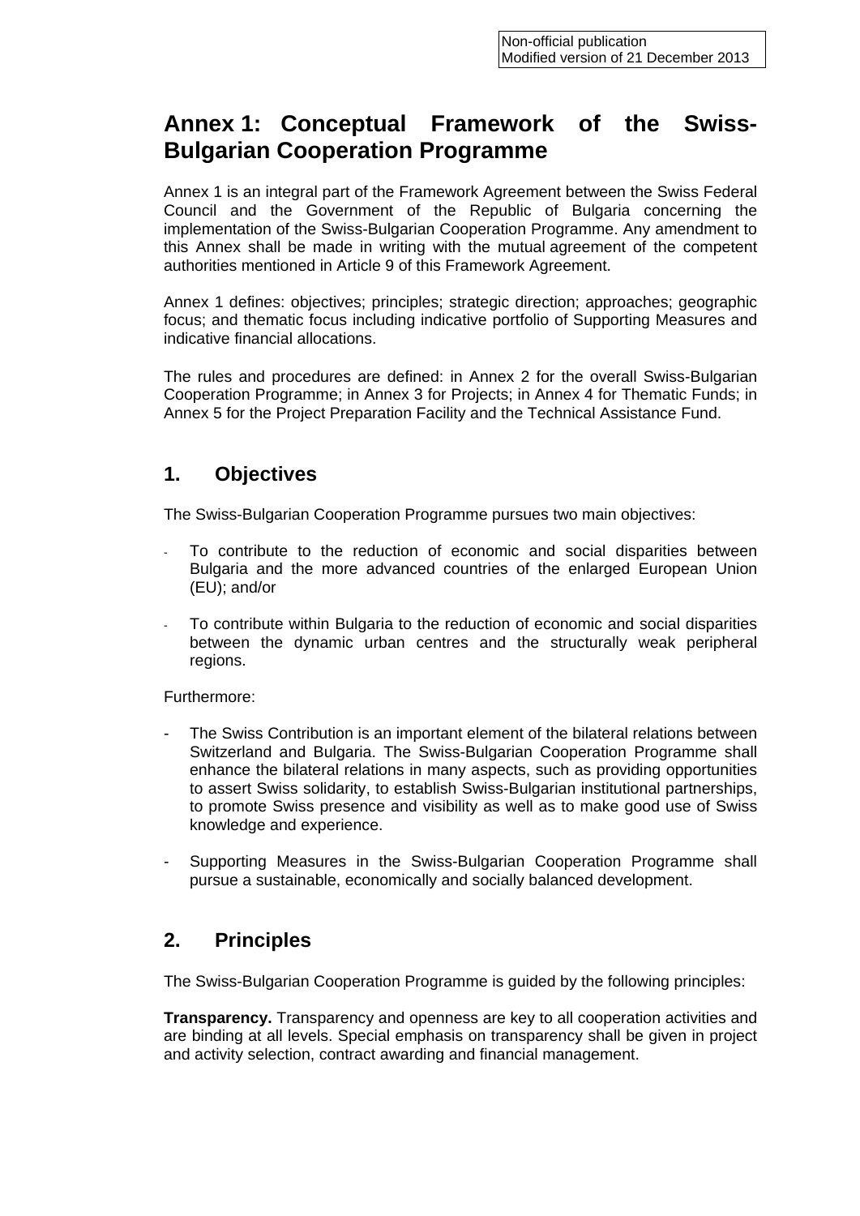Non-official publication
Modified version of 21 December 2013

# Annex 1: Conceptual Framework of the Swiss-Bulgarian Cooperation Programme

Annex 1 is an integral part of the Framework Agreement between the Swiss Federal Council and the Government of the Republic of Bulgaria concerning the implementation of the Swiss-Bulgarian Cooperation Programme. Any amendment to this Annex shall be made in writing with the mutual agreement of the competent authorities mentioned in Article 9 of this Framework Agreement.

Annex 1 defines: objectives; principles; strategic direction; approaches; geographic focus; and thematic focus including indicative portfolio of Supporting Measures and indicative financial allocations.

The rules and procedures are defined: in Annex 2 for the overall Swiss-Bulgarian Cooperation Programme; in Annex 3 for Projects; in Annex 4 for Thematic Funds; in Annex 5 for the Project Preparation Facility and the Technical Assistance Fund.

## 1. Objectives

The Swiss-Bulgarian Cooperation Programme pursues two main objectives:

- To contribute to the reduction of economic and social disparities between Bulgaria and the more advanced countries of the enlarged European Union (EU); and/or
- To contribute within Bulgaria to the reduction of economic and social disparities between the dynamic urban centres and the structurally weak peripheral regions.

Furthermore:

- The Swiss Contribution is an important element of the bilateral relations between Switzerland and Bulgaria. The Swiss-Bulgarian Cooperation Programme shall enhance the bilateral relations in many aspects, such as providing opportunities to assert Swiss solidarity, to establish Swiss-Bulgarian institutional partnerships, to promote Swiss presence and visibility as well as to make good use of Swiss knowledge and experience.
- Supporting Measures in the Swiss-Bulgarian Cooperation Programme shall pursue a sustainable, economically and socially balanced development.

## 2. Principles

The Swiss-Bulgarian Cooperation Programme is guided by the following principles:

**Transparency.** Transparency and openness are key to all cooperation activities and are binding at all levels. Special emphasis on transparency shall be given in project and activity selection, contract awarding and financial management.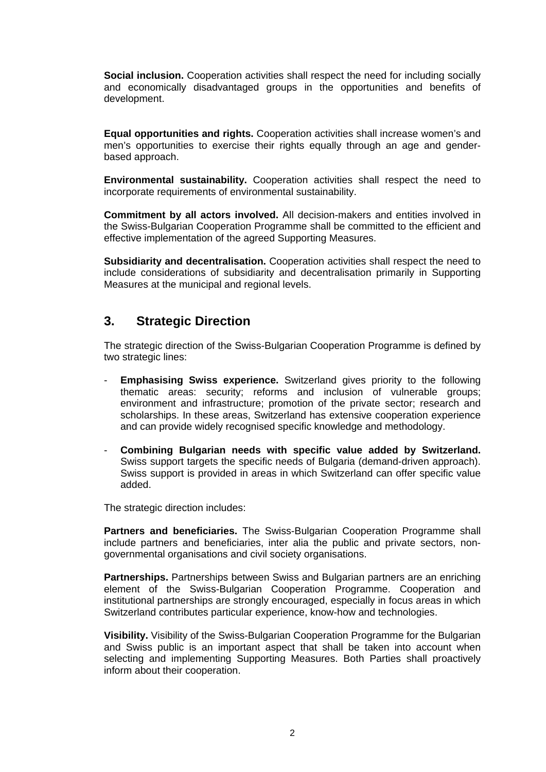**Social inclusion.** Cooperation activities shall respect the need for including socially and economically disadvantaged groups in the opportunities and benefits of development.

**Equal opportunities and rights.** Cooperation activities shall increase women's and men's opportunities to exercise their rights equally through an age and gender-based approach.

**Environmental sustainability.** Cooperation activities shall respect the need to incorporate requirements of environmental sustainability.

**Commitment by all actors involved.** All decision-makers and entities involved in the Swiss-Bulgarian Cooperation Programme shall be committed to the efficient and effective implementation of the agreed Supporting Measures.

**Subsidiarity and decentralisation.** Cooperation activities shall respect the need to include considerations of subsidiarity and decentralisation primarily in Supporting Measures at the municipal and regional levels.

## 3. Strategic Direction

The strategic direction of the Swiss-Bulgarian Cooperation Programme is defined by two strategic lines:

- **Emphasising Swiss experience.** Switzerland gives priority to the following thematic areas: security; reforms and inclusion of vulnerable groups; environment and infrastructure; promotion of the private sector; research and scholarships. In these areas, Switzerland has extensive cooperation experience and can provide widely recognised specific knowledge and methodology.
- **Combining Bulgarian needs with specific value added by Switzerland.** Swiss support targets the specific needs of Bulgaria (demand-driven approach). Swiss support is provided in areas in which Switzerland can offer specific value added.

The strategic direction includes:

**Partners and beneficiaries.** The Swiss-Bulgarian Cooperation Programme shall include partners and beneficiaries, inter alia the public and private sectors, non-governmental organisations and civil society organisations.

**Partnerships.** Partnerships between Swiss and Bulgarian partners are an enriching element of the Swiss-Bulgarian Cooperation Programme. Cooperation and institutional partnerships are strongly encouraged, especially in focus areas in which Switzerland contributes particular experience, know-how and technologies.

**Visibility.** Visibility of the Swiss-Bulgarian Cooperation Programme for the Bulgarian and Swiss public is an important aspect that shall be taken into account when selecting and implementing Supporting Measures. Both Parties shall proactively inform about their cooperation.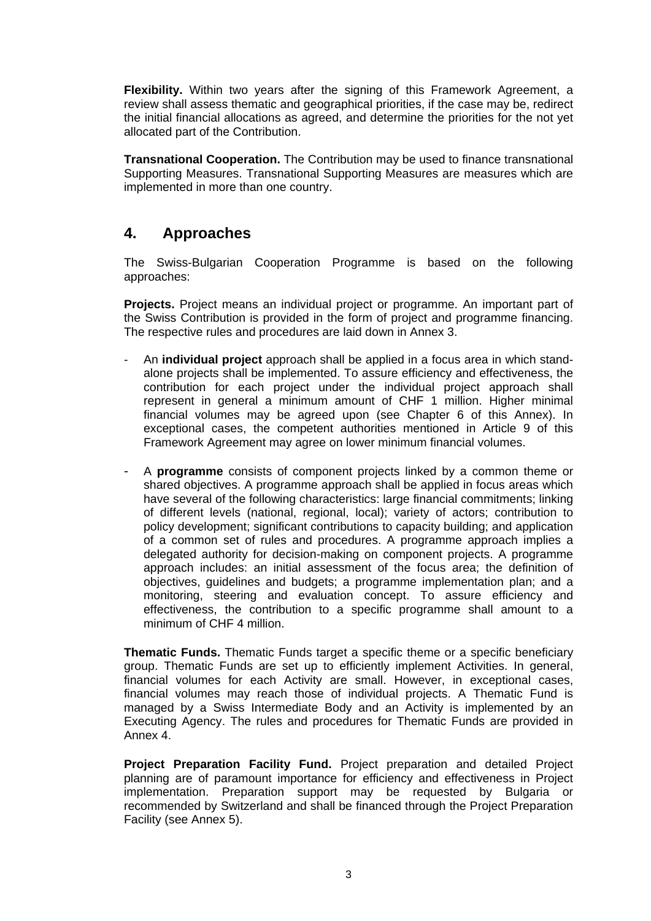**Flexibility.** Within two years after the signing of this Framework Agreement, a review shall assess thematic and geographical priorities, if the case may be, redirect the initial financial allocations as agreed, and determine the priorities for the not yet allocated part of the Contribution.

**Transnational Cooperation.** The Contribution may be used to finance transnational Supporting Measures. Transnational Supporting Measures are measures which are implemented in more than one country.

## 4. Approaches

The Swiss-Bulgarian Cooperation Programme is based on the following approaches:

**Projects.** Project means an individual project or programme. An important part of the Swiss Contribution is provided in the form of project and programme financing. The respective rules and procedures are laid down in Annex 3.

- An **individual project** approach shall be applied in a focus area in which stand-alone projects shall be implemented. To assure efficiency and effectiveness, the contribution for each project under the individual project approach shall represent in general a minimum amount of CHF 1 million. Higher minimal financial volumes may be agreed upon (see Chapter 6 of this Annex). In exceptional cases, the competent authorities mentioned in Article 9 of this Framework Agreement may agree on lower minimum financial volumes.
- A **programme** consists of component projects linked by a common theme or shared objectives. A programme approach shall be applied in focus areas which have several of the following characteristics: large financial commitments; linking of different levels (national, regional, local); variety of actors; contribution to policy development; significant contributions to capacity building; and application of a common set of rules and procedures. A programme approach implies a delegated authority for decision-making on component projects. A programme approach includes: an initial assessment of the focus area; the definition of objectives, guidelines and budgets; a programme implementation plan; and a monitoring, steering and evaluation concept. To assure efficiency and effectiveness, the contribution to a specific programme shall amount to a minimum of CHF 4 million.

**Thematic Funds.** Thematic Funds target a specific theme or a specific beneficiary group. Thematic Funds are set up to efficiently implement Activities. In general, financial volumes for each Activity are small. However, in exceptional cases, financial volumes may reach those of individual projects. A Thematic Fund is managed by a Swiss Intermediate Body and an Activity is implemented by an Executing Agency. The rules and procedures for Thematic Funds are provided in Annex 4.

**Project Preparation Facility Fund.** Project preparation and detailed Project planning are of paramount importance for efficiency and effectiveness in Project implementation. Preparation support may be requested by Bulgaria or recommended by Switzerland and shall be financed through the Project Preparation Facility (see Annex 5).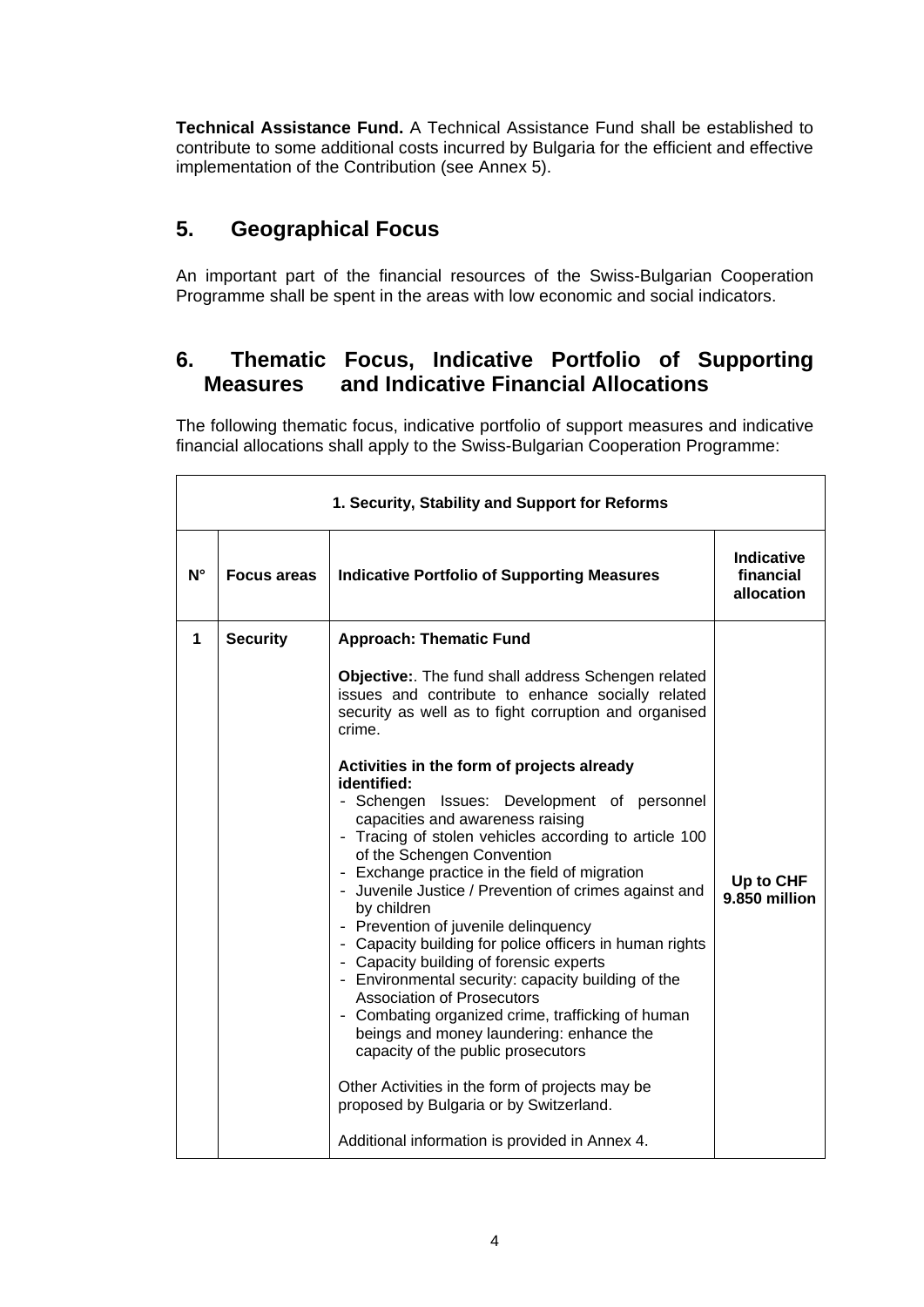**Technical Assistance Fund.** A Technical Assistance Fund shall be established to contribute to some additional costs incurred by Bulgaria for the efficient and effective implementation of the Contribution (see Annex 5).

## 5. Geographical Focus

An important part of the financial resources of the Swiss-Bulgarian Cooperation Programme shall be spent in the areas with low economic and social indicators.

## 6. Thematic Focus, Indicative Portfolio of Supporting Measures and Indicative Financial Allocations

The following thematic focus, indicative portfolio of support measures and indicative financial allocations shall apply to the Swiss-Bulgarian Cooperation Programme:

| **1. Security, Stability and Support for Reforms** | | | |
|---|---|---|---|
| **N°** | **Focus areas** | **Indicative Portfolio of Supporting Measures** | **Indicative financial allocation** |
| **1** | **Security** | **Approach: Thematic Fund**<br><br>**Objective:**. The fund shall address Schengen related issues and contribute to enhance socially related security as well as to fight corruption and organised crime.<br><br>**Activities in the form of projects already identified:**<br>- Schengen Issues: Development of personnel capacities and awareness raising<br>- Tracing of stolen vehicles according to article 100 of the Schengen Convention<br>- Exchange practice in the field of migration<br>- Juvenile Justice / Prevention of crimes against and by children<br>- Prevention of juvenile delinquency<br>- Capacity building for police officers in human rights<br>- Capacity building of forensic experts<br>- Environmental security: capacity building of the Association of Prosecutors<br>- Combating organized crime, trafficking of human beings and money laundering: enhance the capacity of the public prosecutors<br><br>Other Activities in the form of projects may be proposed by Bulgaria or by Switzerland.<br><br>Additional information is provided in Annex 4. | **Up to CHF 9.850 million** |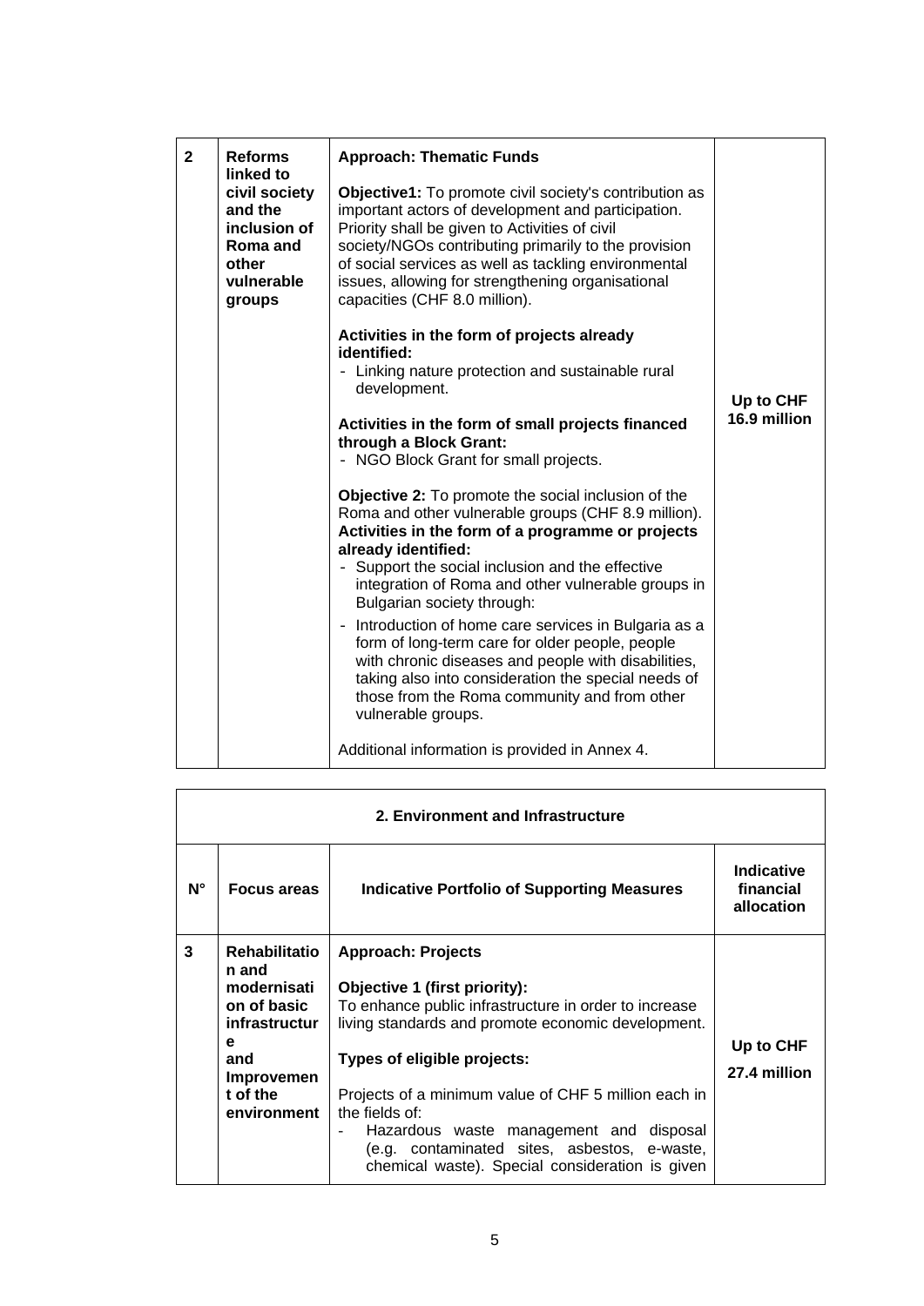| 2 | Reforms linked to civil society and the inclusion of Roma and other vulnerable groups | **Approach: Thematic Funds**<br><br>**Objective1:** To promote civil society's contribution as important actors of development and participation. Priority shall be given to Activities of civil society/NGOs contributing primarily to the provision of social services as well as tackling environmental issues, allowing for strengthening organisational capacities (CHF 8.0 million).<br><br>**Activities in the form of projects already identified:**<br>- Linking nature protection and sustainable rural development.<br><br>**Activities in the form of small projects financed through a Block Grant:**<br>- NGO Block Grant for small projects.<br><br>**Objective 2:** To promote the social inclusion of the Roma and other vulnerable groups (CHF 8.9 million).<br>**Activities in the form of a programme or projects already identified:**<br>- Support the social inclusion and the effective integration of Roma and other vulnerable groups in Bulgarian society through:<br>- Introduction of home care services in Bulgaria as a form of long-term care for older people, people with chronic diseases and people with disabilities, taking also into consideration the special needs of those from the Roma community and from other vulnerable groups.<br><br>Additional information is provided in Annex 4. | Up to CHF 16.9 million |
|---|---|---|---|

**2. Environment and Infrastructure**

| N° | Focus areas | Indicative Portfolio of Supporting Measures | Indicative financial allocation |
|---|---|---|---|
| 3 | Rehabilitation and modernisation of basic infrastructure and Improvement of the environment | **Approach: Projects**<br><br>**Objective 1 (first priority):**<br>To enhance public infrastructure in order to increase living standards and promote economic development.<br><br>**Types of eligible projects:**<br><br>Projects of a minimum value of CHF 5 million each in the fields of:<br>- Hazardous waste management and disposal (e.g. contaminated sites, asbestos, e-waste, chemical waste). Special consideration is given | Up to CHF 27.4 million |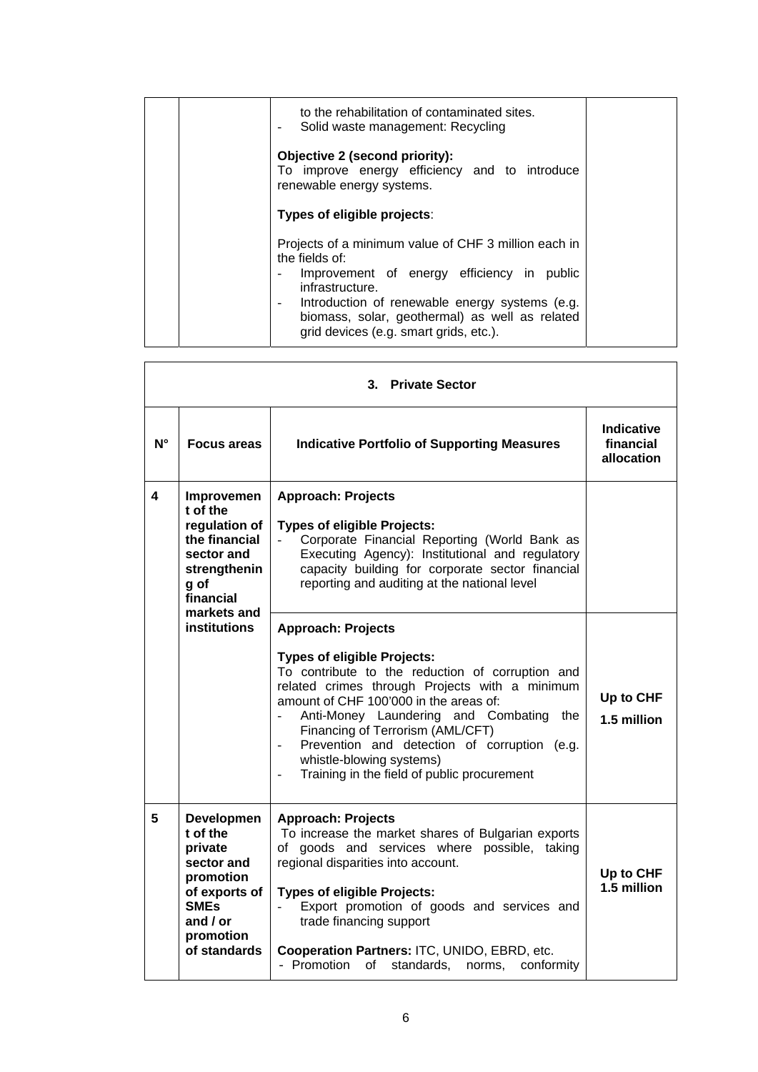| | | to the rehabilitation of contaminated sites.<br>- Solid waste management: Recycling<br><br>**Objective 2 (second priority):**<br>To improve energy efficiency and to introduce renewable energy systems.<br><br>**Types of eligible projects**:<br><br>Projects of a minimum value of CHF 3 million each in the fields of:<br>- Improvement of energy efficiency in public infrastructure.<br>- Introduction of renewable energy systems (e.g. biomass, solar, geothermal) as well as related grid devices (e.g. smart grids, etc.). | |
|---|---|---|---|

| **3. Private Sector** | | | |
|---|---|---|---|
| **N°** | **Focus areas** | **Indicative Portfolio of Supporting Measures** | **Indicative financial allocation** |
| **4** | **Improvement of the regulation of the financial sector and strengthening of financial markets and institutions** | **Approach: Projects**<br><br>**Types of eligible Projects:**<br>- Corporate Financial Reporting (World Bank as Executing Agency): Institutional and regulatory capacity building for corporate sector financial reporting and auditing at the national level | |
| | | **Approach: Projects**<br><br>**Types of eligible Projects:**<br>To contribute to the reduction of corruption and related crimes through Projects with a minimum amount of CHF 100'000 in the areas of:<br>- Anti-Money Laundering and Combating the Financing of Terrorism (AML/CFT)<br>- Prevention and detection of corruption (e.g. whistle-blowing systems)<br>- Training in the field of public procurement | **Up to CHF 1.5 million** |
| **5** | **Development of the private sector and promotion of exports of SMEs and / or promotion of standards** | **Approach: Projects**<br>To increase the market shares of Bulgarian exports of goods and services where possible, taking regional disparities into account.<br><br>**Types of eligible Projects:**<br>- Export promotion of goods and services and trade financing support<br><br>**Cooperation Partners:** ITC, UNIDO, EBRD, etc.<br>- Promotion of standards, norms, conformity | **Up to CHF 1.5 million** |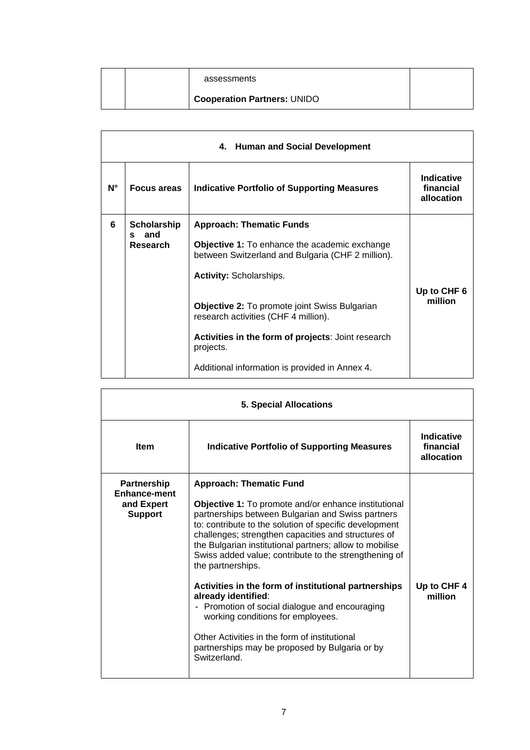| | | assessments<br><br>**Cooperation Partners:** UNIDO | |
|---|---|---|---|

| **4. Human and Social Development** | | | |
|---|---|---|---|
| **N°** | **Focus areas** | **Indicative Portfolio of Supporting Measures** | **Indicative financial allocation** |
| **6** | **Scholarships and Research** | **Approach: Thematic Funds**<br><br>**Objective 1:** To enhance the academic exchange between Switzerland and Bulgaria (CHF 2 million).<br><br>**Activity:** Scholarships.<br><br>**Objective 2:** To promote joint Swiss Bulgarian research activities (CHF 4 million).<br><br>**Activities in the form of projects**: Joint research projects.<br><br>Additional information is provided in Annex 4. | **Up to CHF 6 million** |

| **5. Special Allocations** | | |
|---|---|---|
| **Item** | **Indicative Portfolio of Supporting Measures** | **Indicative financial allocation** |
| **Partnership Enhance-ment and Expert Support** | **Approach: Thematic Fund**<br><br>**Objective 1:** To promote and/or enhance institutional partnerships between Bulgarian and Swiss partners to: contribute to the solution of specific development challenges; strengthen capacities and structures of the Bulgarian institutional partners; allow to mobilise Swiss added value; contribute to the strengthening of the partnerships.<br><br>**Activities in the form of institutional partnerships already identified**:<br>- Promotion of social dialogue and encouraging working conditions for employees.<br><br>Other Activities in the form of institutional partnerships may be proposed by Bulgaria or by Switzerland. | **Up to CHF 4 million** |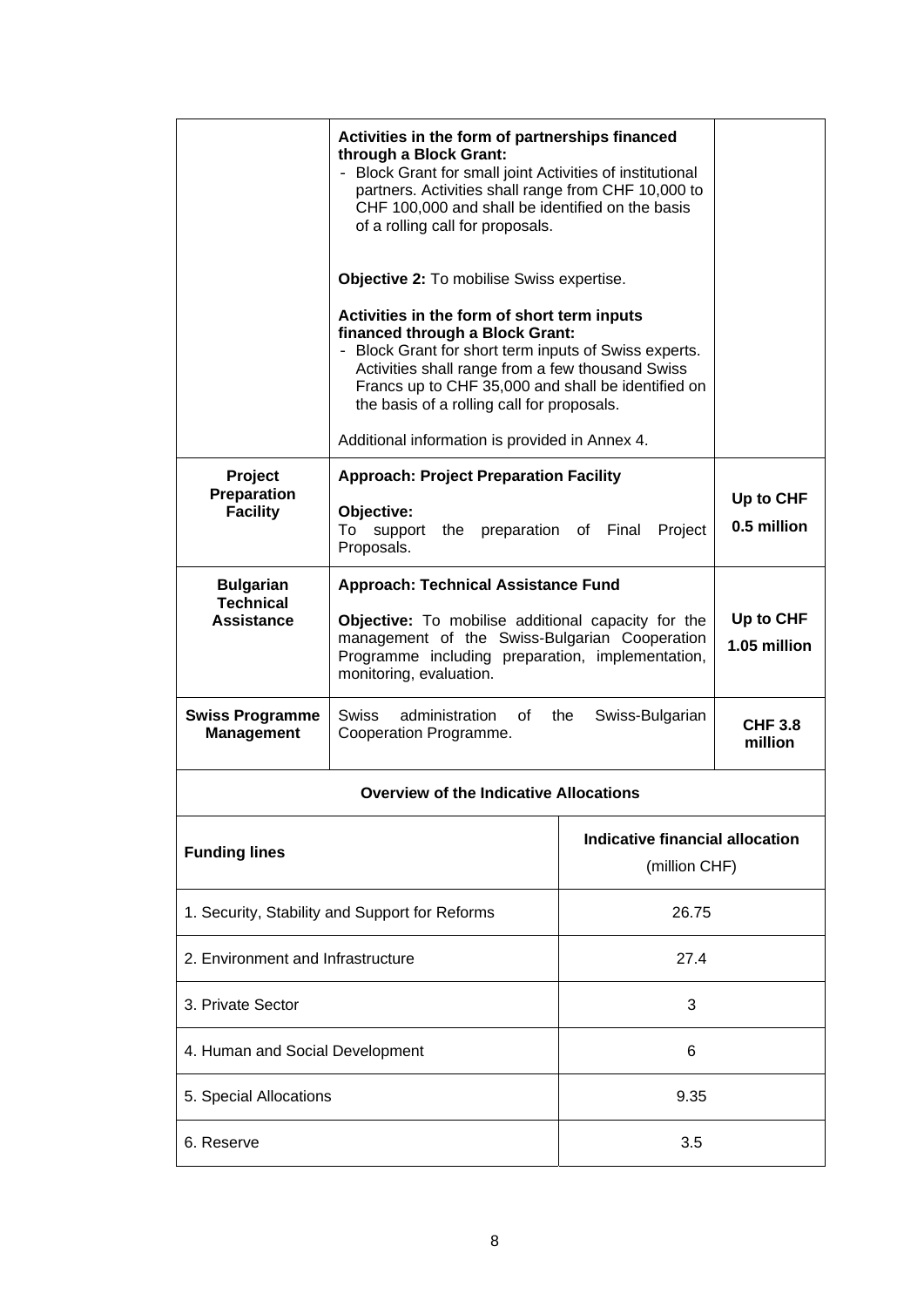| | | |
|---|---|---|
| | **Activities in the form of partnerships financed through a Block Grant:**<br>- Block Grant for small joint Activities of institutional partners. Activities shall range from CHF 10,000 to CHF 100,000 and shall be identified on the basis of a rolling call for proposals.<br><br>**Objective 2:** To mobilise Swiss expertise.<br><br>**Activities in the form of short term inputs financed through a Block Grant:**<br>- Block Grant for short term inputs of Swiss experts. Activities shall range from a few thousand Swiss Francs up to CHF 35,000 and shall be identified on the basis of a rolling call for proposals.<br><br>Additional information is provided in Annex 4. | |
| **Project Preparation Facility** | **Approach: Project Preparation Facility**<br><br>**Objective:**<br>To support the preparation of Final Project Proposals. | **Up to CHF 0.5 million** |
| **Bulgarian Technical Assistance** | **Approach: Technical Assistance Fund**<br><br>**Objective:** To mobilise additional capacity for the management of the Swiss-Bulgarian Cooperation Programme including preparation, implementation, monitoring, evaluation. | **Up to CHF 1.05 million** |
| **Swiss Programme Management** | Swiss administration of the Swiss-Bulgarian Cooperation Programme. | **CHF 3.8 million** |

**Overview of the Indicative Allocations**

| **Funding lines** | **Indicative financial allocation** (million CHF) |
|---|---|
| 1. Security, Stability and Support for Reforms | 26.75 |
| 2. Environment and Infrastructure | 27.4 |
| 3. Private Sector | 3 |
| 4. Human and Social Development | 6 |
| 5. Special Allocations | 9.35 |
| 6. Reserve | 3.5 |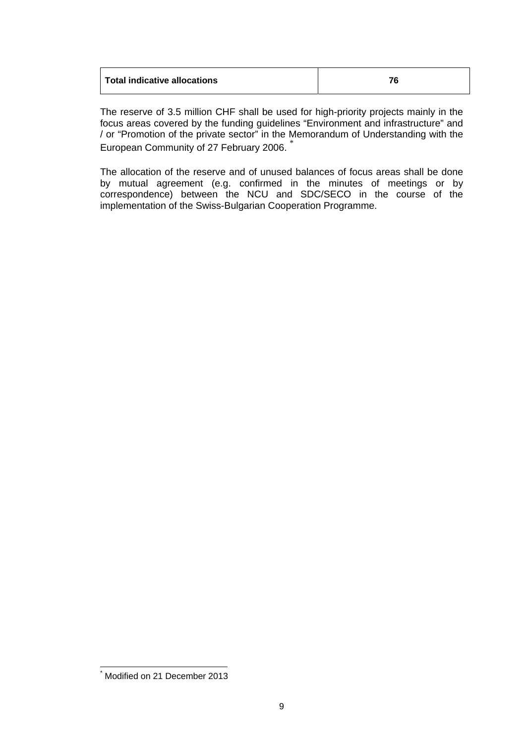| | |
|---|---|
| **Total indicative allocations** | **76** |

The reserve of 3.5 million CHF shall be used for high-priority projects mainly in the focus areas covered by the funding guidelines “Environment and infrastructure” and / or “Promotion of the private sector” in the Memorandum of Understanding with the European Community of 27 February 2006. [*]

The allocation of the reserve and of unused balances of focus areas shall be done by mutual agreement (e.g. confirmed in the minutes of meetings or by correspondence) between the NCU and SDC/SECO in the course of the implementation of the Swiss-Bulgarian Cooperation Programme.

[*] Modified on 21 December 2013